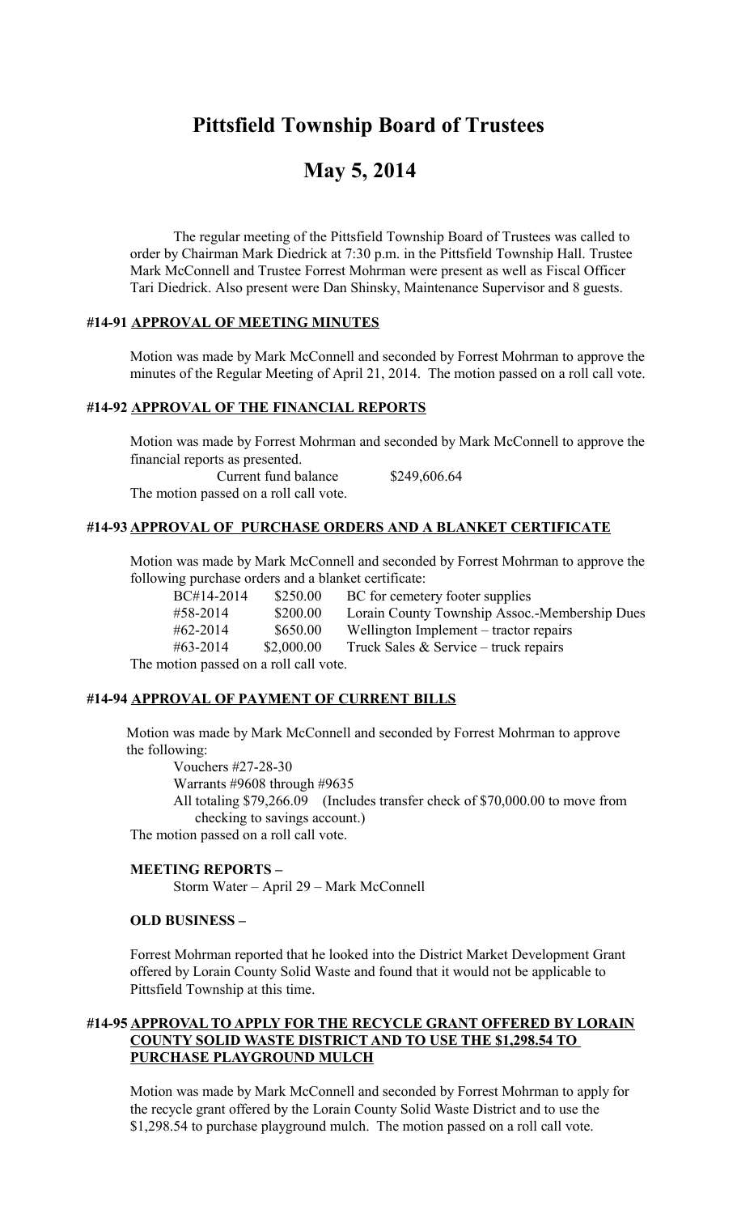# Pittsfield Township Board of Trustees

# May 5, 2014

The regular meeting of the Pittsfield Township Board of Trustees was called to order by Chairman Mark Diedrick at 7:30 p.m. in the Pittsfield Township Hall. Trustee Mark McConnell and Trustee Forrest Mohrman were present as well as Fiscal Officer Tari Diedrick. Also present were Dan Shinsky, Maintenance Supervisor and 8 guests.

### #14-91 <u>APPROVAL OF MEETING MINUTES</u>

Motion was made by Mark McConnell and seconded by Forrest Mohrman to approve the minutes of the Regular Meeting of April 21, 2014. The motion passed on a roll call vote.

### #14-92 <u>APPROVAL OF THE FINANCIAL REPORTS</u>

Motion was made by Forrest Mohrman and seconded by Mark McConnell to approve the financial reports as presented.

Current fund balance $249,606.64

The motion passed on a roll call vote.

### #14-93 <u>APPROVAL OF PURCHASE ORDERS AND A BLANKET CERTIFICATE</u>

Motion was made by Mark McConnell and seconded by Forrest Mohrman to approve the following purchase orders and a blanket certificate:

| | | |
|---|---|---|
| BC#14-2014 | $250.00 | BC for cemetery footer supplies |
| #58-2014 | $200.00 | Lorain County Township Assoc.-Membership Dues |
| #62-2014 | $650.00 | Wellington Implement – tractor repairs |
| #63-2014 | $2,000.00 | Truck Sales & Service – truck repairs |

The motion passed on a roll call vote.

### #14-94 <u>APPROVAL OF PAYMENT OF CURRENT BILLS</u>

Motion was made by Mark McConnell and seconded by Forrest Mohrman to approve the following:

Vouchers #27-28-30

Warrants #9608 through #9635

All totaling $79,266.09 (Includes transfer check of $70,000.00 to move from checking to savings account.)

The motion passed on a roll call vote.

**MEETING REPORTS –**

Storm Water – April 29 – Mark McConnell

**OLD BUSINESS –**

Forrest Mohrman reported that he looked into the District Market Development Grant offered by Lorain County Solid Waste and found that it would not be applicable to Pittsfield Township at this time.

### #14-95 <u>APPROVAL TO APPLY FOR THE RECYCLE GRANT OFFERED BY LORAIN COUNTY SOLID WASTE DISTRICT AND TO USE THE $1,298.54 TO PURCHASE PLAYGROUND MULCH</u>

Motion was made by Mark McConnell and seconded by Forrest Mohrman to apply for the recycle grant offered by the Lorain County Solid Waste District and to use the $1,298.54 to purchase playground mulch. The motion passed on a roll call vote.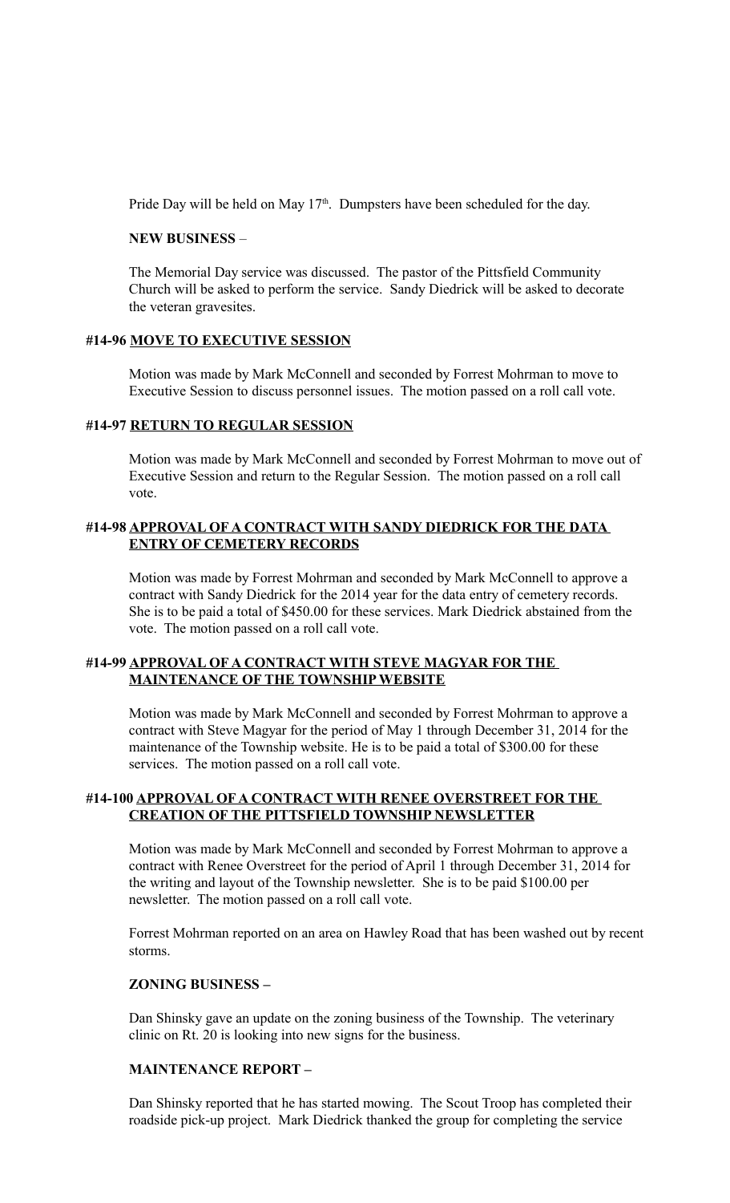Pride Day will be held on May 17th. Dumpsters have been scheduled for the day.

**NEW BUSINESS** –

The Memorial Day service was discussed. The pastor of the Pittsfield Community Church will be asked to perform the service. Sandy Diedrick will be asked to decorate the veteran gravesites.

**#14-96 MOVE TO EXECUTIVE SESSION**

Motion was made by Mark McConnell and seconded by Forrest Mohrman to move to Executive Session to discuss personnel issues. The motion passed on a roll call vote.

**#14-97 RETURN TO REGULAR SESSION**

Motion was made by Mark McConnell and seconded by Forrest Mohrman to move out of Executive Session and return to the Regular Session. The motion passed on a roll call vote.

**#14-98 APPROVAL OF A CONTRACT WITH SANDY DIEDRICK FOR THE DATA ENTRY OF CEMETERY RECORDS**

Motion was made by Forrest Mohrman and seconded by Mark McConnell to approve a contract with Sandy Diedrick for the 2014 year for the data entry of cemetery records. She is to be paid a total of $450.00 for these services. Mark Diedrick abstained from the vote. The motion passed on a roll call vote.

**#14-99 APPROVAL OF A CONTRACT WITH STEVE MAGYAR FOR THE MAINTENANCE OF THE TOWNSHIP WEBSITE**

Motion was made by Mark McConnell and seconded by Forrest Mohrman to approve a contract with Steve Magyar for the period of May 1 through December 31, 2014 for the maintenance of the Township website. He is to be paid a total of $300.00 for these services. The motion passed on a roll call vote.

**#14-100 APPROVAL OF A CONTRACT WITH RENEE OVERSTREET FOR THE CREATION OF THE PITTSFIELD TOWNSHIP NEWSLETTER**

Motion was made by Mark McConnell and seconded by Forrest Mohrman to approve a contract with Renee Overstreet for the period of April 1 through December 31, 2014 for the writing and layout of the Township newsletter. She is to be paid $100.00 per newsletter. The motion passed on a roll call vote.

Forrest Mohrman reported on an area on Hawley Road that has been washed out by recent storms.

**ZONING BUSINESS –**

Dan Shinsky gave an update on the zoning business of the Township. The veterinary clinic on Rt. 20 is looking into new signs for the business.

**MAINTENANCE REPORT –**

Dan Shinsky reported that he has started mowing. The Scout Troop has completed their roadside pick-up project. Mark Diedrick thanked the group for completing the service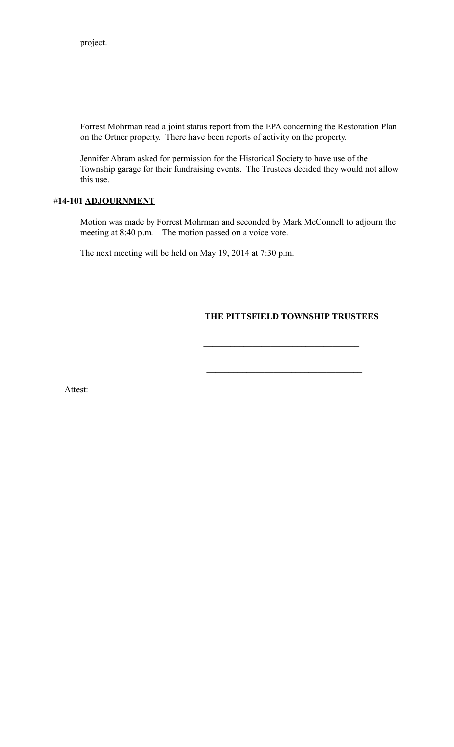project.

Forrest Mohrman read a joint status report from the EPA concerning the Restoration Plan on the Ortner property. There have been reports of activity on the property.

Jennifer Abram asked for permission for the Historical Society to have use of the Township garage for their fundraising events. The Trustees decided they would not allow this use.

#**14-101 ADJOURNMENT**

Motion was made by Forrest Mohrman and seconded by Mark McConnell to adjourn the meeting at 8:40 p.m. The motion passed on a voice vote.

The next meeting will be held on May 19, 2014 at 7:30 p.m.

**THE PITTSFIELD TOWNSHIP TRUSTEES**

\_\_\_\_\_\_\_\_\_\_\_\_\_\_\_\_\_\_\_\_\_\_\_\_\_\_\_\_\_\_\_\_\_\_

\_\_\_\_\_\_\_\_\_\_\_\_\_\_\_\_\_\_\_\_\_\_\_\_\_\_\_\_\_\_\_\_\_\_

Attest: \_\_\_\_\_\_\_\_\_\_\_\_\_\_\_\_\_\_\_\_\_\_\_ \_\_\_\_\_\_\_\_\_\_\_\_\_\_\_\_\_\_\_\_\_\_\_\_\_\_\_\_\_\_\_\_\_\_